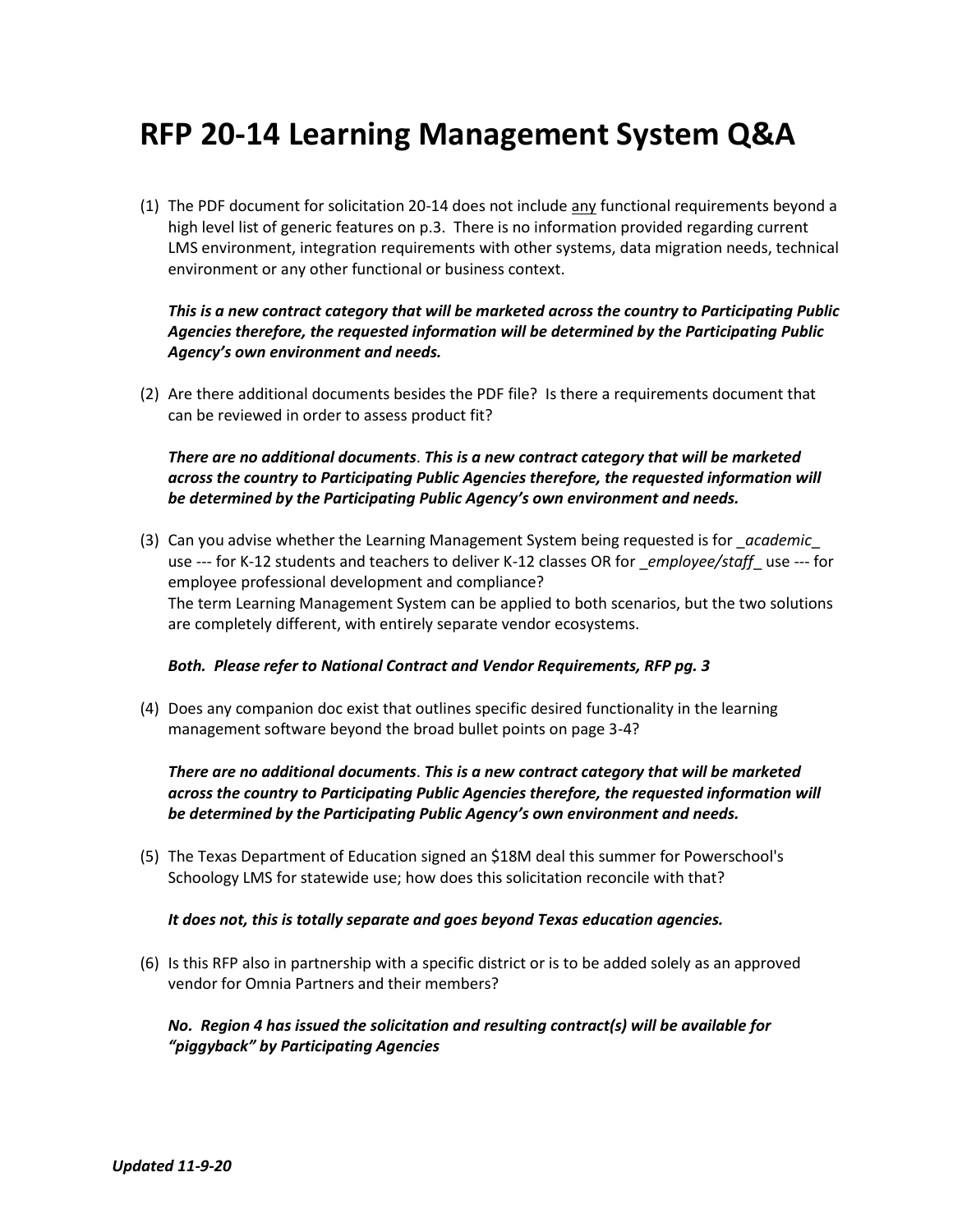# RFP 20-14 Learning Management System Q&A

(1) The PDF document for solicitation 20-14 does not include <u>any</u> functional requirements beyond a high level list of generic features on p.3. There is no information provided regarding current LMS environment, integration requirements with other systems, data migration needs, technical environment or any other functional or business context.

***This is a new contract category that will be marketed across the country to Participating Public Agencies therefore, the requested information will be determined by the Participating Public Agency's own environment and needs.***

(2) Are there additional documents besides the PDF file? Is there a requirements document that can be reviewed in order to assess product fit?

***There are no additional documents. This is a new contract category that will be marketed across the country to Participating Public Agencies therefore, the requested information will be determined by the Participating Public Agency's own environment and needs.***

(3) Can you advise whether the Learning Management System being requested is for _*academic*_ use --- for K-12 students and teachers to deliver K-12 classes OR for _*employee/staff*_ use --- for employee professional development and compliance?
The term Learning Management System can be applied to both scenarios, but the two solutions are completely different, with entirely separate vendor ecosystems.

***Both. Please refer to National Contract and Vendor Requirements, RFP pg. 3***

(4) Does any companion doc exist that outlines specific desired functionality in the learning management software beyond the broad bullet points on page 3-4?

***There are no additional documents. This is a new contract category that will be marketed across the country to Participating Public Agencies therefore, the requested information will be determined by the Participating Public Agency's own environment and needs.***

(5) The Texas Department of Education signed an $18M deal this summer for Powerschool's Schoology LMS for statewide use; how does this solicitation reconcile with that?

***It does not, this is totally separate and goes beyond Texas education agencies.***

(6) Is this RFP also in partnership with a specific district or is to be added solely as an approved vendor for Omnia Partners and their members?

***No. Region 4 has issued the solicitation and resulting contract(s) will be available for "piggyback" by Participating Agencies***

***Updated 11-9-20***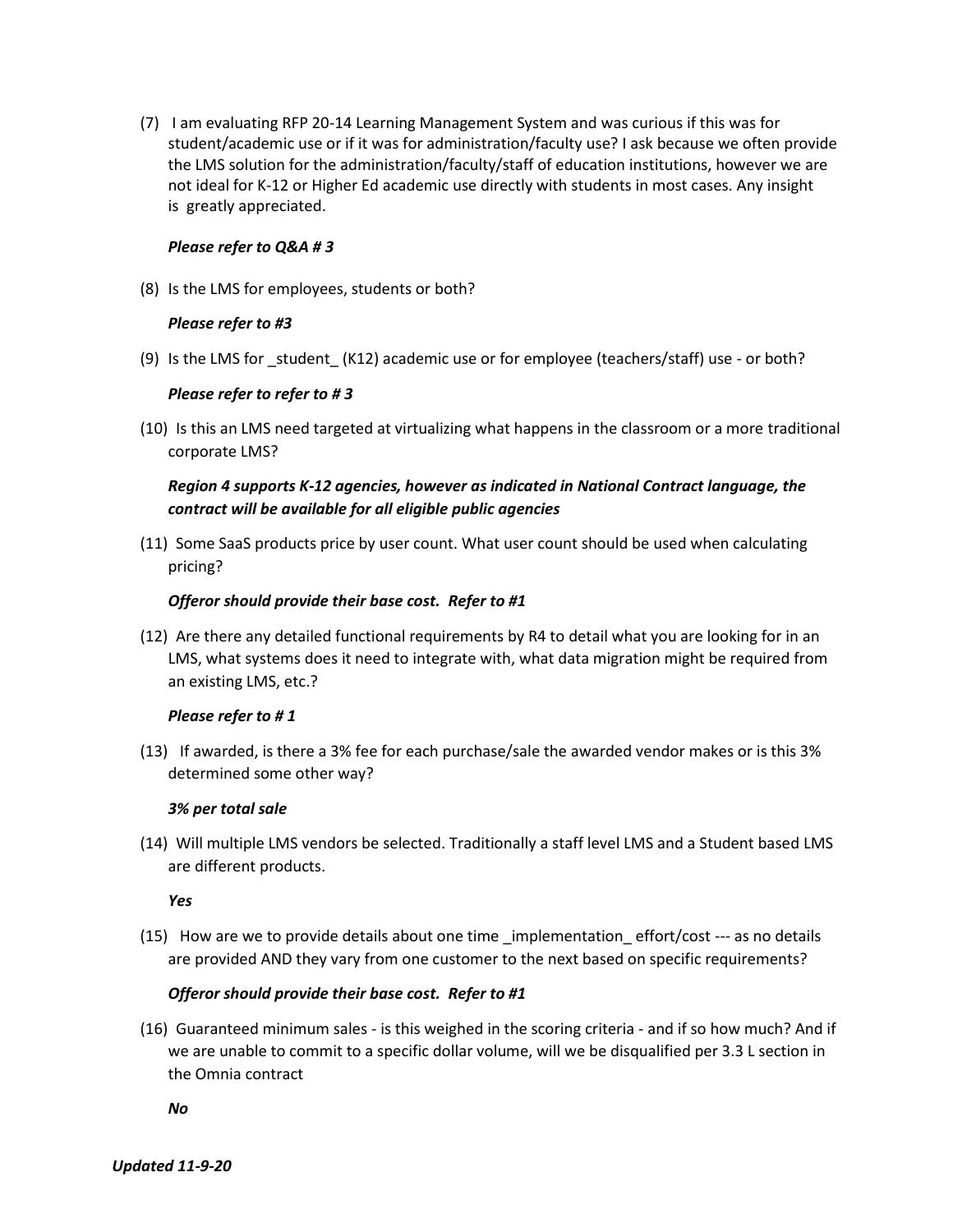(7) I am evaluating RFP 20-14 Learning Management System and was curious if this was for student/academic use or if it was for administration/faculty use? I ask because we often provide the LMS solution for the administration/faculty/staff of education institutions, however we are not ideal for K-12 or Higher Ed academic use directly with students in most cases. Any insight is greatly appreciated.

***Please refer to Q&A # 3***

(8) Is the LMS for employees, students or both?

***Please refer to #3***

(9) Is the LMS for _student_ (K12) academic use or for employee (teachers/staff) use - or both?

***Please refer to refer to # 3***

(10) Is this an LMS need targeted at virtualizing what happens in the classroom or a more traditional corporate LMS?

***Region 4 supports K-12 agencies, however as indicated in National Contract language, the contract will be available for all eligible public agencies***

(11) Some SaaS products price by user count. What user count should be used when calculating pricing?

***Offeror should provide their base cost. Refer to #1***

(12) Are there any detailed functional requirements by R4 to detail what you are looking for in an LMS, what systems does it need to integrate with, what data migration might be required from an existing LMS, etc.?

***Please refer to # 1***

(13) If awarded, is there a 3% fee for each purchase/sale the awarded vendor makes or is this 3% determined some other way?

***3% per total sale***

(14) Will multiple LMS vendors be selected. Traditionally a staff level LMS and a Student based LMS are different products.

***Yes***

(15) How are we to provide details about one time _implementation_ effort/cost --- as no details are provided AND they vary from one customer to the next based on specific requirements?

***Offeror should provide their base cost. Refer to #1***

(16) Guaranteed minimum sales - is this weighed in the scoring criteria - and if so how much? And if we are unable to commit to a specific dollar volume, will we be disqualified per 3.3 L section in the Omnia contract

***No***

***Updated 11-9-20***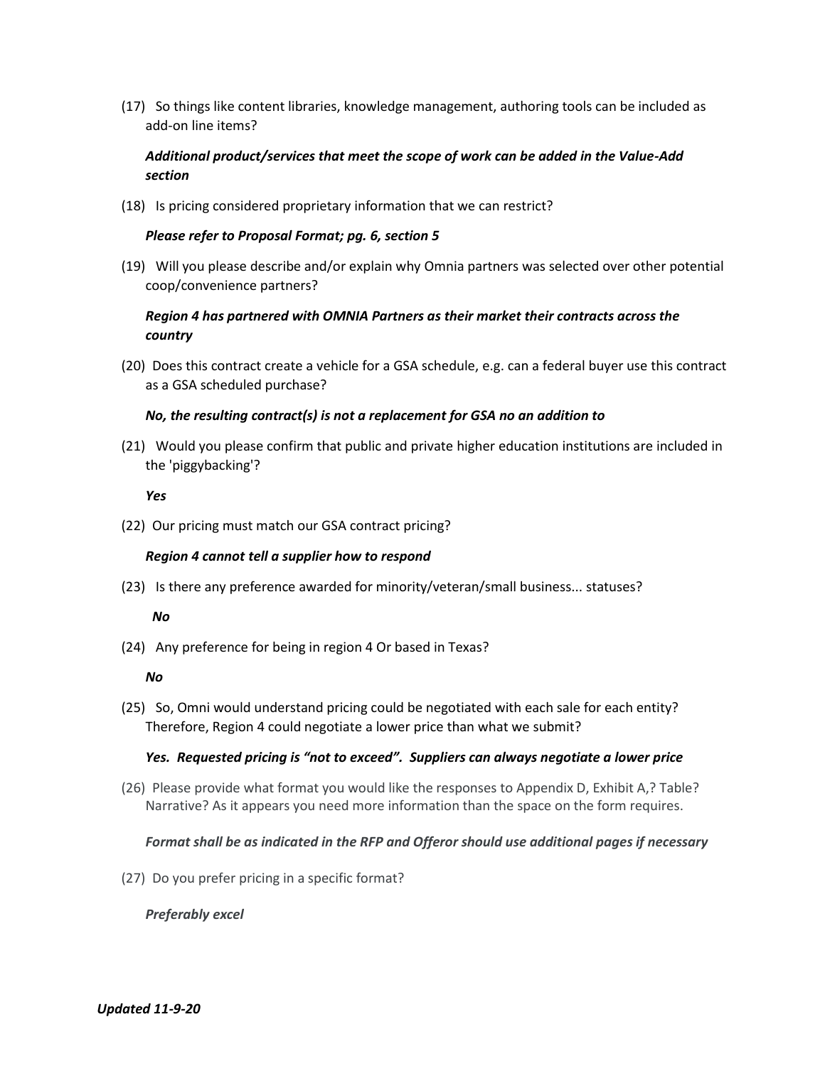(17) So things like content libraries, knowledge management, authoring tools can be included as add-on line items?

***Additional product/services that meet the scope of work can be added in the Value-Add section***

(18) Is pricing considered proprietary information that we can restrict?

***Please refer to Proposal Format; pg. 6, section 5***

(19) Will you please describe and/or explain why Omnia partners was selected over other potential coop/convenience partners?

***Region 4 has partnered with OMNIA Partners as their market their contracts across the country***

(20) Does this contract create a vehicle for a GSA schedule, e.g. can a federal buyer use this contract as a GSA scheduled purchase?

***No, the resulting contract(s) is not a replacement for GSA no an addition to***

(21) Would you please confirm that public and private higher education institutions are included in the 'piggybacking'?

***Yes***

(22) Our pricing must match our GSA contract pricing?

***Region 4 cannot tell a supplier how to respond***

(23) Is there any preference awarded for minority/veteran/small business... statuses?

***No***

(24) Any preference for being in region 4 Or based in Texas?

***No***

(25) So, Omni would understand pricing could be negotiated with each sale for each entity? Therefore, Region 4 could negotiate a lower price than what we submit?

***Yes. Requested pricing is "not to exceed". Suppliers can always negotiate a lower price***

(26) Please provide what format you would like the responses to Appendix D, Exhibit A,? Table? Narrative? As it appears you need more information than the space on the form requires.

***Format shall be as indicated in the RFP and Offeror should use additional pages if necessary***

(27) Do you prefer pricing in a specific format?

***Preferably excel***

***Updated 11-9-20***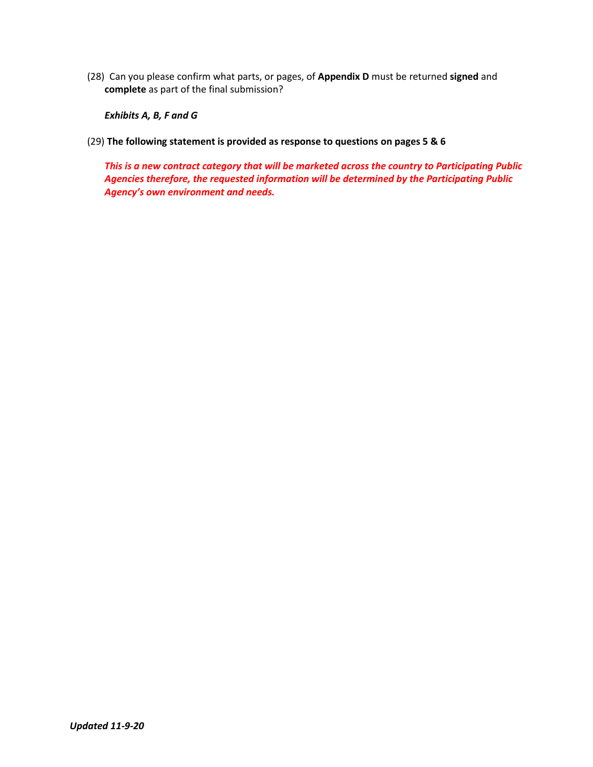(28) Can you please confirm what parts, or pages, of **Appendix D** must be returned **signed** and **complete** as part of the final submission?

***Exhibits A, B, F and G***

(29) **The following statement is provided as response to questions on pages 5 & 6**

***This is a new contract category that will be marketed across the country to Participating Public Agencies therefore, the requested information will be determined by the Participating Public Agency's own environment and needs.***

***Updated 11-9-20***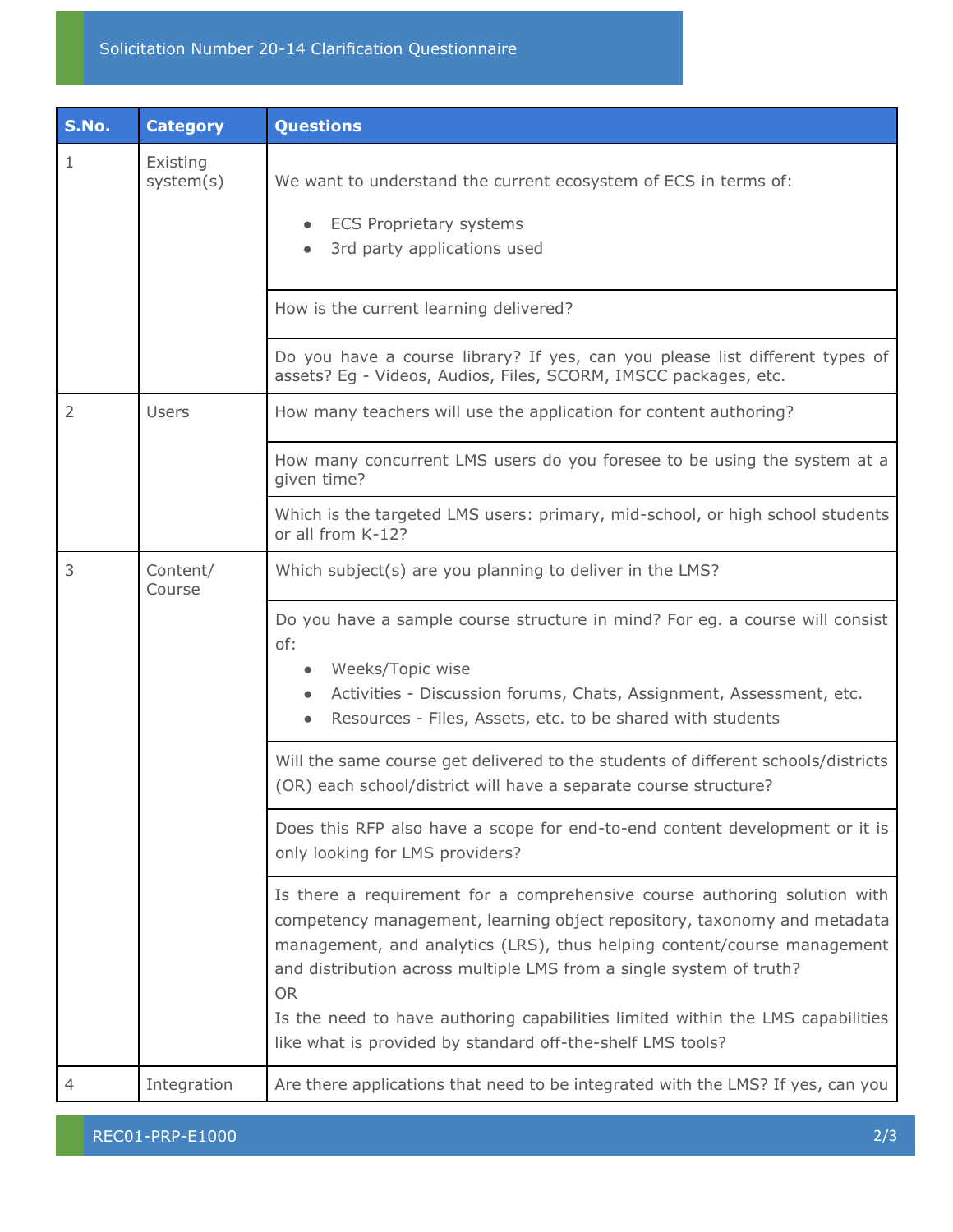Solicitation Number 20-14 Clarification Questionnaire

| S.No. | Category | Questions |
|---|---|---|
| 1 | Existing system(s) | We want to understand the current ecosystem of ECS in terms of:<br>• ECS Proprietary systems<br>• 3rd party applications used |
| | | How is the current learning delivered? |
| | | Do you have a course library? If yes, can you please list different types of assets? Eg - Videos, Audios, Files, SCORM, IMSCC packages, etc. |
| 2 | Users | How many teachers will use the application for content authoring? |
| | | How many concurrent LMS users do you foresee to be using the system at a given time? |
| | | Which is the targeted LMS users: primary, mid-school, or high school students or all from K-12? |
| 3 | Content/ Course | Which subject(s) are you planning to deliver in the LMS? |
| | | Do you have a sample course structure in mind? For eg. a course will consist of:<br>• Weeks/Topic wise<br>• Activities - Discussion forums, Chats, Assignment, Assessment, etc.<br>• Resources - Files, Assets, etc. to be shared with students |
| | | Will the same course get delivered to the students of different schools/districts (OR) each school/district will have a separate course structure? |
| | | Does this RFP also have a scope for end-to-end content development or it is only looking for LMS providers? |
| | | Is there a requirement for a comprehensive course authoring solution with competency management, learning object repository, taxonomy and metadata management, and analytics (LRS), thus helping content/course management and distribution across multiple LMS from a single system of truth?<br>OR<br>Is the need to have authoring capabilities limited within the LMS capabilities like what is provided by standard off-the-shelf LMS tools? |
| 4 | Integration | Are there applications that need to be integrated with the LMS? If yes, can you |

REC01-PRP-E1000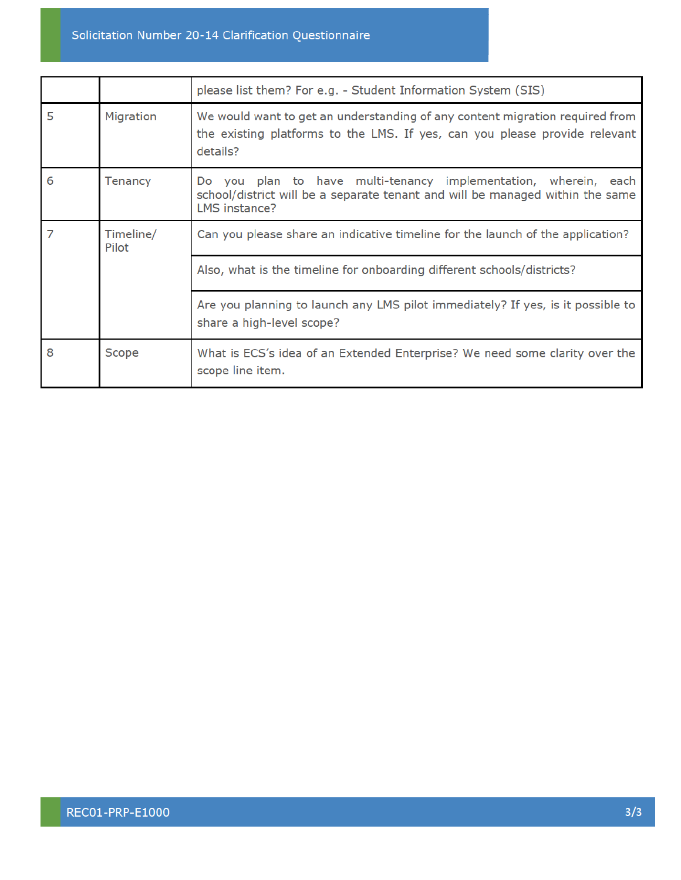| | | |
|---|---|---|
| | | please list them? For e.g. - Student Information System (SIS) |
| 5 | Migration | We would want to get an understanding of any content migration required from the existing platforms to the LMS. If yes, can you please provide relevant details? |
| 6 | Tenancy | Do you plan to have multi-tenancy implementation, wherein, each school/district will be a separate tenant and will be managed within the same LMS instance? |
| 7 | Timeline/ Pilot | Can you please share an indicative timeline for the launch of the application? |
| | | Also, what is the timeline for onboarding different schools/districts? |
| | | Are you planning to launch any LMS pilot immediately? If yes, is it possible to share a high-level scope? |
| 8 | Scope | What is ECS's idea of an Extended Enterprise? We need some clarity over the scope line item. |